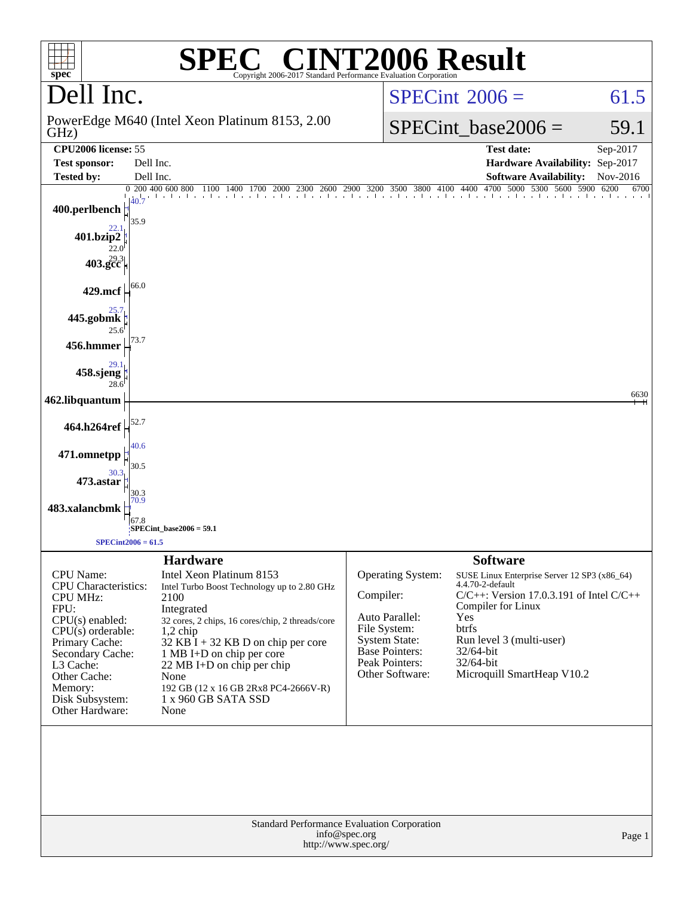# SPEC® CINT2006 Result

Copyright 2006-2017 Standard Performance Evaluation Corporation

## Dell Inc.

PowerEdge M640 (Intel Xeon Platinum 8153, 2.00 GHz)

SPECint 2006 = 61.5

SPECint_base2006 = 59.1

| | | | |
|---|---|---|---|
| **CPU2006 license:** | 55 | **Test date:** | Sep-2017 |
| **Test sponsor:** | Dell Inc. | **Hardware Availability:** | Sep-2017 |
| **Tested by:** | Dell Inc. | **Software Availability:** | Nov-2016 |

| Benchmark | Peak | Base |
|---|---|---|
| 400.perlbench | 40.7 | 35.9 |
| 401.bzip2 | 22.1 | 22.0 |
| 403.gcc | 29.3 | |
| 429.mcf | 66.0 | |
| 445.gobmk | 25.7 | 25.6 |
| 456.hmmer | 73.7 | |
| 458.sjeng | 29.1 | 28.6 |
| 462.libquantum | 6630 | |
| 464.h264ref | 52.7 | |
| 471.omnetpp | 40.6 | 30.5 |
| 473.astar | 30.3 | 30.3 |
| 483.xalancbmk | 70.9 | 67.8 |

SPECint_base2006 = 59.1

SPECint2006 = 61.5

## Hardware

| | |
|---|---|
| CPU Name: | Intel Xeon Platinum 8153 |
| CPU Characteristics: | Intel Turbo Boost Technology up to 2.80 GHz |
| CPU MHz: | 2100 |
| FPU: | Integrated |
| CPU(s) enabled: | 32 cores, 2 chips, 16 cores/chip, 2 threads/core |
| CPU(s) orderable: | 1,2 chip |
| Primary Cache: | 32 KB I + 32 KB D on chip per core |
| Secondary Cache: | 1 MB I+D on chip per core |
| L3 Cache: | 22 MB I+D on chip per chip |
| Other Cache: | None |
| Memory: | 192 GB (12 x 16 GB 2Rx8 PC4-2666V-R) |
| Disk Subsystem: | 1 x 960 GB SATA SSD |
| Other Hardware: | None |

## Software

| | |
|---|---|
| Operating System: | SUSE Linux Enterprise Server 12 SP3 (x86_64) 4.4.70-2-default |
| Compiler: | C/C++: Version 17.0.3.191 of Intel C/C++ Compiler for Linux |
| Auto Parallel: | Yes |
| File System: | btrfs |
| System State: | Run level 3 (multi-user) |
| Base Pointers: | 32/64-bit |
| Peak Pointers: | 32/64-bit |
| Other Software: | Microquill SmartHeap V10.2 |

Standard Performance Evaluation Corporation
info@spec.org
http://www.spec.org/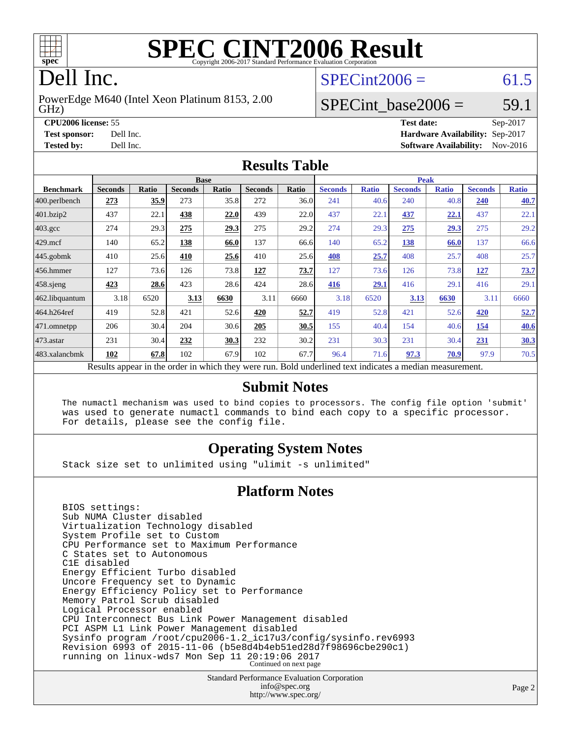# SPEC CINT2006 Result

Copyright 2006-2017 Standard Performance Evaluation Corporation

# Dell Inc.

PowerEdge M640 (Intel Xeon Platinum 8153, 2.00 GHz)

SPECint2006 = 61.5

SPECint_base2006 = 59.1

| | | | |
|---|---|---|---|
| **CPU2006 license:** | 55 | **Test date:** | Sep-2017 |
| **Test sponsor:** | Dell Inc. | **Hardware Availability:** | Sep-2017 |
| **Tested by:** | Dell Inc. | **Software Availability:** | Nov-2016 |

## Results Table

| Benchmark | Base | | | | | | Peak | | | | | |
|---|---|---|---|---|---|---|---|---|---|---|---|---|
| | Seconds | Ratio | Seconds | Ratio | Seconds | Ratio | Seconds | Ratio | Seconds | Ratio | Seconds | Ratio |
| 400.perlbench | **273** | **35.9** | 273 | 35.8 | 272 | 36.0 | 241 | 40.6 | 240 | 40.8 | **240** | **40.7** |
| 401.bzip2 | 437 | 22.1 | **438** | **22.0** | 439 | 22.0 | 437 | 22.1 | **437** | **22.1** | 437 | 22.1 |
| 403.gcc | 274 | 29.3 | **275** | **29.3** | 275 | 29.2 | 274 | 29.3 | **275** | **29.3** | 275 | 29.2 |
| 429.mcf | 140 | 65.2 | **138** | **66.0** | 137 | 66.6 | 140 | 65.2 | **138** | **66.0** | 137 | 66.6 |
| 445.gobmk | 410 | 25.6 | **410** | **25.6** | 410 | 25.6 | **408** | **25.7** | 408 | 25.7 | 408 | 25.7 |
| 456.hmmer | 127 | 73.6 | 126 | 73.8 | **127** | **73.7** | 127 | 73.6 | 126 | 73.8 | **127** | **73.7** |
| 458.sjeng | **423** | **28.6** | 423 | 28.6 | 424 | 28.6 | **416** | **29.1** | 416 | 29.1 | 416 | 29.1 |
| 462.libquantum | 3.18 | 6520 | **3.13** | **6630** | 3.11 | 6660 | 3.18 | 6520 | **3.13** | **6630** | 3.11 | 6660 |
| 464.h264ref | 419 | 52.8 | 421 | 52.6 | **420** | **52.7** | 419 | 52.8 | 421 | 52.6 | **420** | **52.7** |
| 471.omnetpp | 206 | 30.4 | 204 | 30.6 | **205** | **30.5** | 155 | 40.4 | 154 | 40.6 | **154** | **40.6** |
| 473.astar | 231 | 30.4 | **232** | **30.3** | 232 | 30.2 | 231 | 30.3 | 231 | 30.4 | **231** | **30.3** |
| 483.xalancbmk | **102** | **67.8** | 102 | 67.9 | 102 | 67.7 | 96.4 | 71.6 | **97.3** | **70.9** | 97.9 | 70.5 |

Results appear in the order in which they were run. Bold underlined text indicates a median measurement.

## Submit Notes

```
The numactl mechanism was used to bind copies to processors. The config file option 'submit'
was used to generate numactl commands to bind each copy to a specific processor.
For details, please see the config file.
```

## Operating System Notes

```
Stack size set to unlimited using "ulimit -s unlimited"
```

## Platform Notes

```
BIOS settings:
Sub NUMA Cluster disabled
Virtualization Technology disabled
System Profile set to Custom
CPU Performance set to Maximum Performance
C States set to Autonomous
C1E disabled
Energy Efficient Turbo disabled
Uncore Frequency set to Dynamic
Energy Efficiency Policy set to Performance
Memory Patrol Scrub disabled
Logical Processor enabled
CPU Interconnect Bus Link Power Management disabled
PCI ASPM L1 Link Power Management disabled
Sysinfo program /root/cpu2006-1.2_ic17u3/config/sysinfo.rev6993
Revision 6993 of 2015-11-06 (b5e8d4b4eb51ed28d7f98696cbe290c1)
running on linux-wds7 Mon Sep 11 20:19:06 2017
```

Continued on next page

Standard Performance Evaluation Corporation
info@spec.org
http://www.spec.org/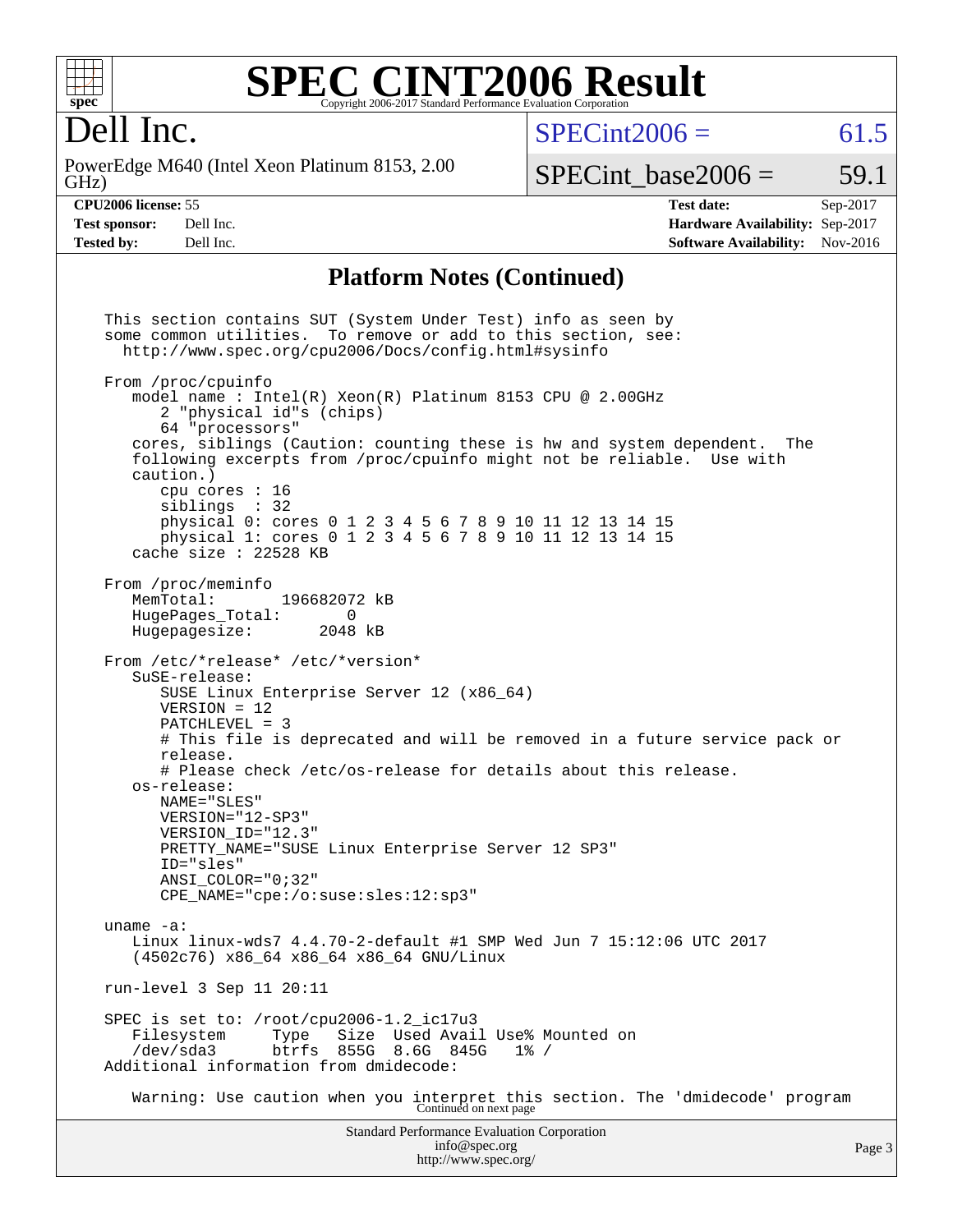# SPEC CINT2006 Result

Copyright 2006-2017 Standard Performance Evaluation Corporation

## Dell Inc.

PowerEdge M640 (Intel Xeon Platinum 8153, 2.00 GHz)

SPECint2006 = 61.5

SPECint_base2006 = 59.1

| | | | |
|---|---|---|---|
| **CPU2006 license:** | 55 | **Test date:** | Sep-2017 |
| **Test sponsor:** | Dell Inc. | **Hardware Availability:** | Sep-2017 |
| **Tested by:** | Dell Inc. | **Software Availability:** | Nov-2016 |

### Platform Notes (Continued)

```
This section contains SUT (System Under Test) info as seen by
some common utilities.  To remove or add to this section, see:
  http://www.spec.org/cpu2006/Docs/config.html#sysinfo

From /proc/cpuinfo
   model name : Intel(R) Xeon(R) Platinum 8153 CPU @ 2.00GHz
      2 "physical id"s (chips)
      64 "processors"
   cores, siblings (Caution: counting these is hw and system dependent.  The
   following excerpts from /proc/cpuinfo might not be reliable.  Use with
   caution.)
      cpu cores : 16
      siblings  : 32
      physical 0: cores 0 1 2 3 4 5 6 7 8 9 10 11 12 13 14 15
      physical 1: cores 0 1 2 3 4 5 6 7 8 9 10 11 12 13 14 15
   cache size : 22528 KB

From /proc/meminfo
   MemTotal:       196682072 kB
   HugePages_Total:       0
   Hugepagesize:       2048 kB

From /etc/*release* /etc/*version*
   SuSE-release:
      SUSE Linux Enterprise Server 12 (x86_64)
      VERSION = 12
      PATCHLEVEL = 3
      # This file is deprecated and will be removed in a future service pack or
      release.
      # Please check /etc/os-release for details about this release.
   os-release:
      NAME="SLES"
      VERSION="12-SP3"
      VERSION_ID="12.3"
      PRETTY_NAME="SUSE Linux Enterprise Server 12 SP3"
      ID="sles"
      ANSI_COLOR="0;32"
      CPE_NAME="cpe:/o:suse:sles:12:sp3"

uname -a:
   Linux linux-wds7 4.4.70-2-default #1 SMP Wed Jun 7 15:12:06 UTC 2017
   (4502c76) x86_64 x86_64 x86_64 GNU/Linux

run-level 3 Sep 11 20:11

SPEC is set to: /root/cpu2006-1.2_ic17u3
   Filesystem     Type   Size  Used Avail Use% Mounted on
   /dev/sda3      btrfs  855G  8.6G  845G   1% /
Additional information from dmidecode:

   Warning: Use caution when you interpret this section. The 'dmidecode' program
```

Continued on next page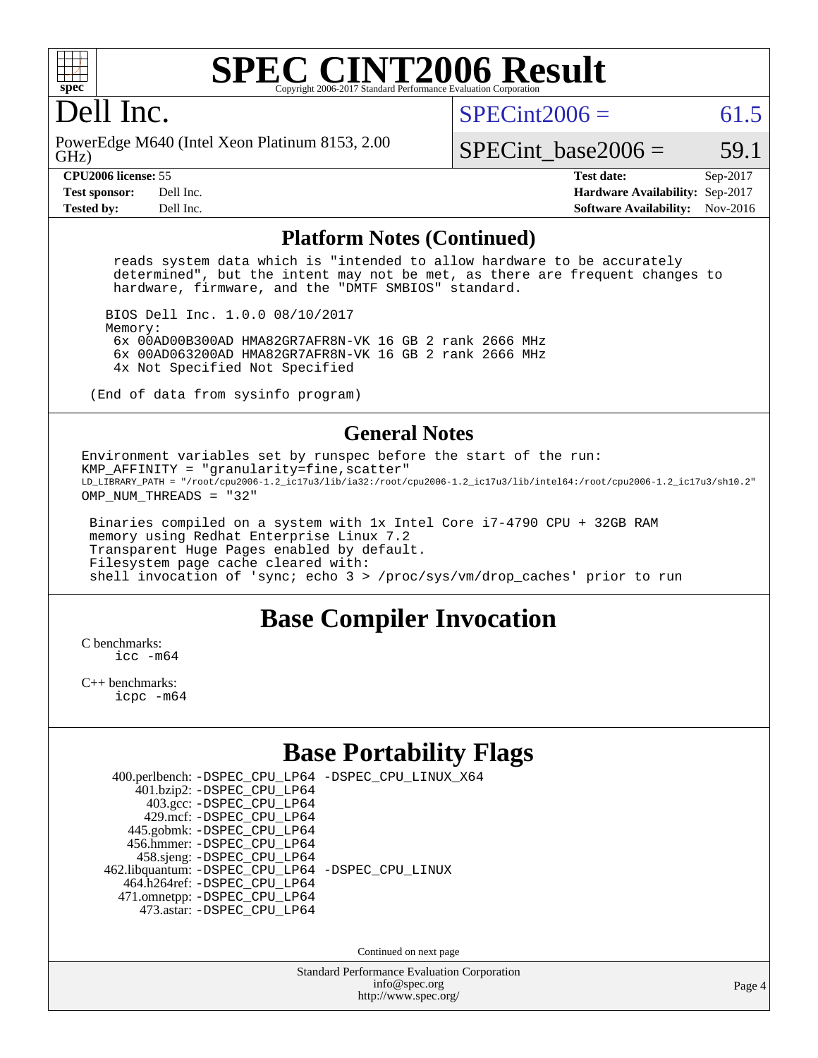# SPEC CINT2006 Result

Copyright 2006-2017 Standard Performance Evaluation Corporation

# Dell Inc.

PowerEdge M640 (Intel Xeon Platinum 8153, 2.00 GHz)

SPECint2006 = 61.5

SPECint_base2006 = 59.1

| | | | |
|---|---|---|---|
| **CPU2006 license:** 55 | | **Test date:** | Sep-2017 |
| **Test sponsor:** | Dell Inc. | **Hardware Availability:** | Sep-2017 |
| **Tested by:** | Dell Inc. | **Software Availability:** | Nov-2016 |

## Platform Notes (Continued)

```
    reads system data which is "intended to allow hardware to be accurately
    determined", but the intent may not be met, as there are frequent changes to
    hardware, firmware, and the "DMTF SMBIOS" standard.

   BIOS Dell Inc. 1.0.0 08/10/2017
   Memory:
    6x 00AD00B300AD HMA82GR7AFR8N-VK 16 GB 2 rank 2666 MHz
    6x 00AD063200AD HMA82GR7AFR8N-VK 16 GB 2 rank 2666 MHz
    4x Not Specified Not Specified

 (End of data from sysinfo program)
```

## General Notes

```
Environment variables set by runspec before the start of the run:
KMP_AFFINITY = "granularity=fine,scatter"
LD_LIBRARY_PATH = "/root/cpu2006-1.2_ic17u3/lib/ia32:/root/cpu2006-1.2_ic17u3/lib/intel64:/root/cpu2006-1.2_ic17u3/sh10.2"
OMP_NUM_THREADS = "32"

 Binaries compiled on a system with 1x Intel Core i7-4790 CPU + 32GB RAM
 memory using Redhat Enterprise Linux 7.2
 Transparent Huge Pages enabled by default.
 Filesystem page cache cleared with:
 shell invocation of 'sync; echo 3 > /proc/sys/vm/drop_caches' prior to run
```

## Base Compiler Invocation

C benchmarks:
  icc -m64

C++ benchmarks:
  icpc -m64

## Base Portability Flags

```
    400.perlbench: -DSPEC_CPU_LP64 -DSPEC_CPU_LINUX_X64
        401.bzip2: -DSPEC_CPU_LP64
          403.gcc: -DSPEC_CPU_LP64
          429.mcf: -DSPEC_CPU_LP64
       445.gobmk: -DSPEC_CPU_LP64
       456.hmmer: -DSPEC_CPU_LP64
        458.sjeng: -DSPEC_CPU_LP64
  462.libquantum: -DSPEC_CPU_LP64 -DSPEC_CPU_LINUX
     464.h264ref: -DSPEC_CPU_LP64
     471.omnetpp: -DSPEC_CPU_LP64
       473.astar: -DSPEC_CPU_LP64
```

Continued on next page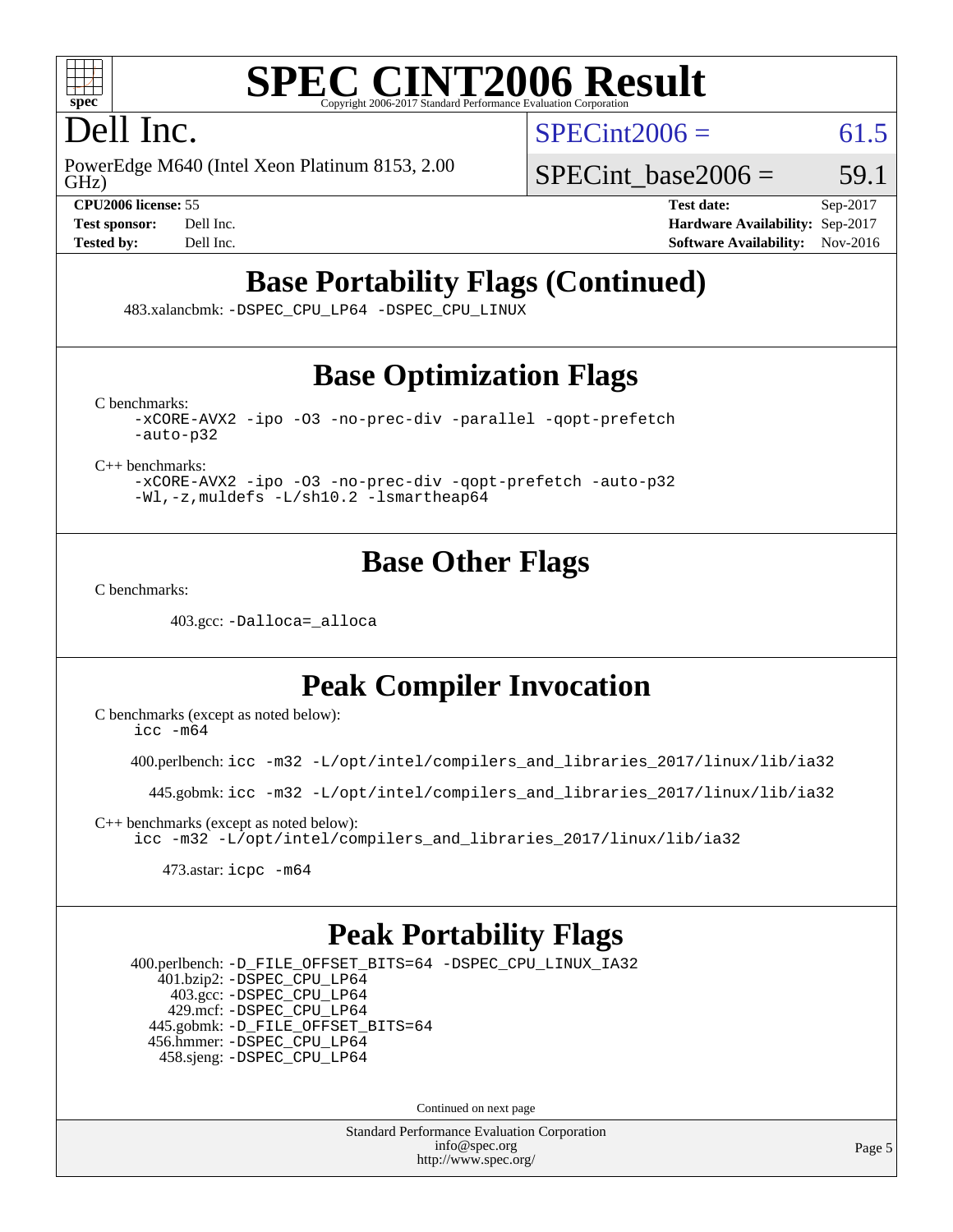# SPEC CINT2006 Result

Dell Inc.

PowerEdge M640 (Intel Xeon Platinum 8153, 2.00 GHz)

SPECint2006 = 61.5

SPECint_base2006 = 59.1

| | | | |
|---|---|---|---|
| **CPU2006 license:** | 55 | **Test date:** | Sep-2017 |
| **Test sponsor:** | Dell Inc. | **Hardware Availability:** | Sep-2017 |
| **Tested by:** | Dell Inc. | **Software Availability:** | Nov-2016 |

## Base Portability Flags (Continued)

483.xalancbmk: -DSPEC_CPU_LP64 -DSPEC_CPU_LINUX

## Base Optimization Flags

C benchmarks:

```
-xCORE-AVX2 -ipo -O3 -no-prec-div -parallel -qopt-prefetch
-auto-p32
```

C++ benchmarks:

```
-xCORE-AVX2 -ipo -O3 -no-prec-div -qopt-prefetch -auto-p32
-Wl,-z,muldefs -L/sh10.2 -lsmartheap64
```

## Base Other Flags

C benchmarks:

403.gcc: -Dalloca=_alloca

## Peak Compiler Invocation

C benchmarks (except as noted below):

```
icc -m64
```

400.perlbench: icc -m32 -L/opt/intel/compilers_and_libraries_2017/linux/lib/ia32

445.gobmk: icc -m32 -L/opt/intel/compilers_and_libraries_2017/linux/lib/ia32

C++ benchmarks (except as noted below):

```
icc -m32 -L/opt/intel/compilers_and_libraries_2017/linux/lib/ia32
```

473.astar: icpc -m64

## Peak Portability Flags

400.perlbench: -D_FILE_OFFSET_BITS=64 -DSPEC_CPU_LINUX_IA32
401.bzip2: -DSPEC_CPU_LP64
403.gcc: -DSPEC_CPU_LP64
429.mcf: -DSPEC_CPU_LP64
445.gobmk: -D_FILE_OFFSET_BITS=64
456.hmmer: -DSPEC_CPU_LP64
458.sjeng: -DSPEC_CPU_LP64

Continued on next page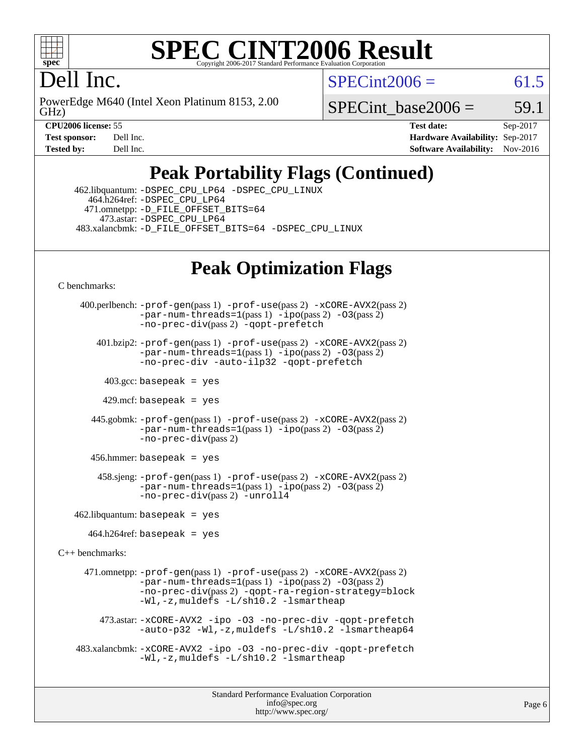# SPEC CINT2006 Result

Copyright 2006-2017 Standard Performance Evaluation Corporation

## Dell Inc.

PowerEdge M640 (Intel Xeon Platinum 8153, 2.00 GHz)

SPECint2006 = 61.5

SPECint_base2006 = 59.1

| | | | |
|---|---|---|---|
| **CPU2006 license:** 55 | | **Test date:** | Sep-2017 |
| **Test sponsor:** | Dell Inc. | **Hardware Availability:** | Sep-2017 |
| **Tested by:** | Dell Inc. | **Software Availability:** | Nov-2016 |

## Peak Portability Flags (Continued)

462.libquantum: -DSPEC_CPU_LP64 -DSPEC_CPU_LINUX
464.h264ref: -DSPEC_CPU_LP64
471.omnetpp: -D_FILE_OFFSET_BITS=64
473.astar: -DSPEC_CPU_LP64
483.xalancbmk: -D_FILE_OFFSET_BITS=64 -DSPEC_CPU_LINUX

## Peak Optimization Flags

C benchmarks:

400.perlbench: -prof-gen(pass 1) -prof-use(pass 2) -xCORE-AVX2(pass 2) -par-num-threads=1(pass 1) -ipo(pass 2) -O3(pass 2) -no-prec-div(pass 2) -qopt-prefetch

401.bzip2: -prof-gen(pass 1) -prof-use(pass 2) -xCORE-AVX2(pass 2) -par-num-threads=1(pass 1) -ipo(pass 2) -O3(pass 2) -no-prec-div -auto-ilp32 -qopt-prefetch

403.gcc: basepeak = yes

429.mcf: basepeak = yes

445.gobmk: -prof-gen(pass 1) -prof-use(pass 2) -xCORE-AVX2(pass 2) -par-num-threads=1(pass 1) -ipo(pass 2) -O3(pass 2) -no-prec-div(pass 2)

456.hmmer: basepeak = yes

458.sjeng: -prof-gen(pass 1) -prof-use(pass 2) -xCORE-AVX2(pass 2) -par-num-threads=1(pass 1) -ipo(pass 2) -O3(pass 2) -no-prec-div(pass 2) -unroll4

462.libquantum: basepeak = yes

464.h264ref: basepeak = yes

C++ benchmarks:

471.omnetpp: -prof-gen(pass 1) -prof-use(pass 2) -xCORE-AVX2(pass 2) -par-num-threads=1(pass 1) -ipo(pass 2) -O3(pass 2) -no-prec-div(pass 2) -qopt-ra-region-strategy=block -Wl,-z,muldefs -L/sh10.2 -lsmartheap

473.astar: -xCORE-AVX2 -ipo -O3 -no-prec-div -qopt-prefetch -auto-p32 -Wl,-z,muldefs -L/sh10.2 -lsmartheap64

483.xalancbmk: -xCORE-AVX2 -ipo -O3 -no-prec-div -qopt-prefetch -Wl,-z,muldefs -L/sh10.2 -lsmartheap

Standard Performance Evaluation Corporation
info@spec.org
http://www.spec.org/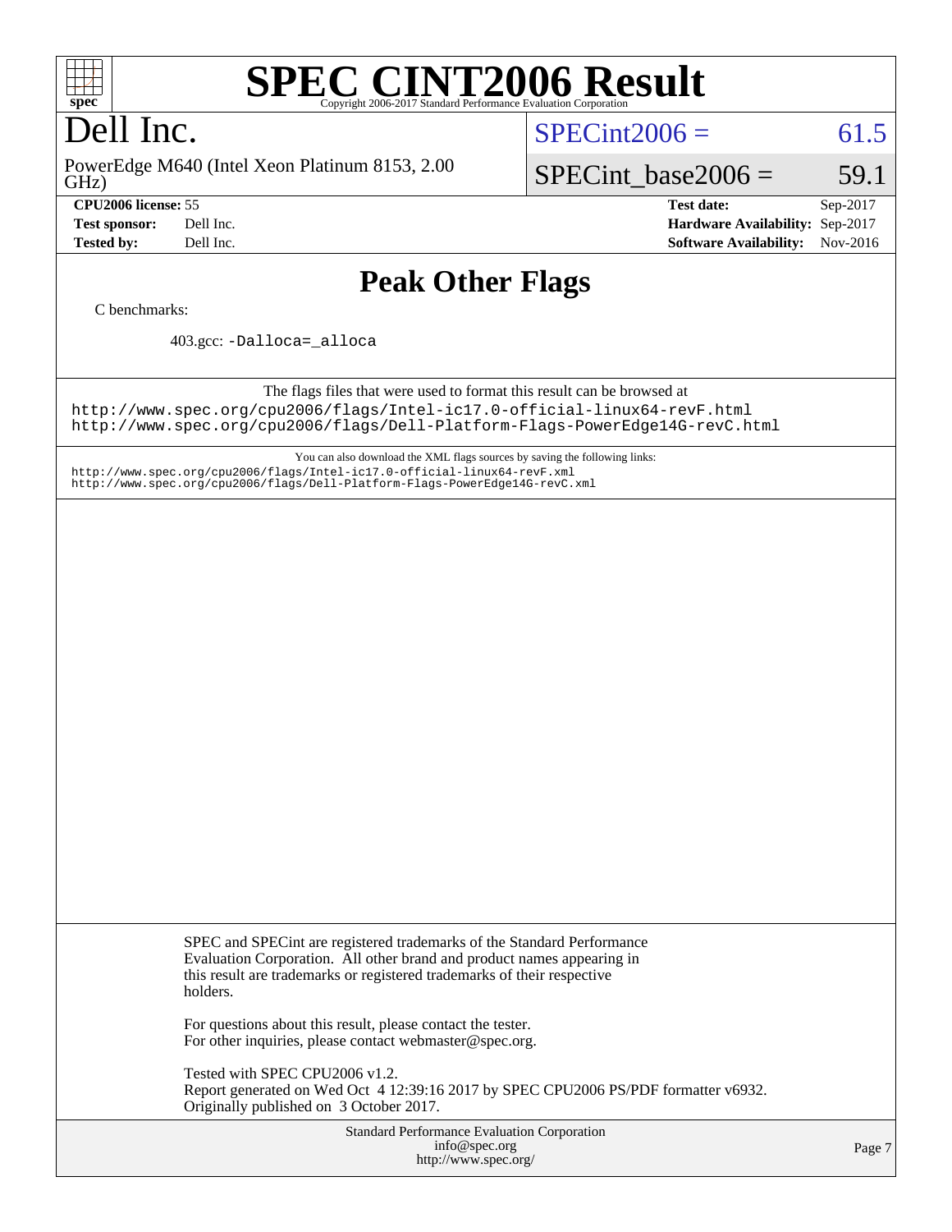# SPEC CINT2006 Result

Copyright 2006-2017 Standard Performance Evaluation Corporation

Dell Inc.

PowerEdge M640 (Intel Xeon Platinum 8153, 2.00 GHz)

SPECint2006 = 61.5

SPECint_base2006 = 59.1

**CPU2006 license:** 55
**Test sponsor:** Dell Inc.
**Tested by:** Dell Inc.

**Test date:** Sep-2017
**Hardware Availability:** Sep-2017
**Software Availability:** Nov-2016

## Peak Other Flags

C benchmarks:

403.gcc: -Dalloca=_alloca

The flags files that were used to format this result can be browsed at
http://www.spec.org/cpu2006/flags/Intel-ic17.0-official-linux64-revF.html
http://www.spec.org/cpu2006/flags/Dell-Platform-Flags-PowerEdge14G-revC.html

You can also download the XML flags sources by saving the following links:
http://www.spec.org/cpu2006/flags/Intel-ic17.0-official-linux64-revF.xml
http://www.spec.org/cpu2006/flags/Dell-Platform-Flags-PowerEdge14G-revC.xml

SPEC and SPECint are registered trademarks of the Standard Performance Evaluation Corporation. All other brand and product names appearing in this result are trademarks or registered trademarks of their respective holders.

For questions about this result, please contact the tester.
For other inquiries, please contact webmaster@spec.org.

Tested with SPEC CPU2006 v1.2.
Report generated on Wed Oct 4 12:39:16 2017 by SPEC CPU2006 PS/PDF formatter v6932.
Originally published on 3 October 2017.

Standard Performance Evaluation Corporation
info@spec.org
http://www.spec.org/